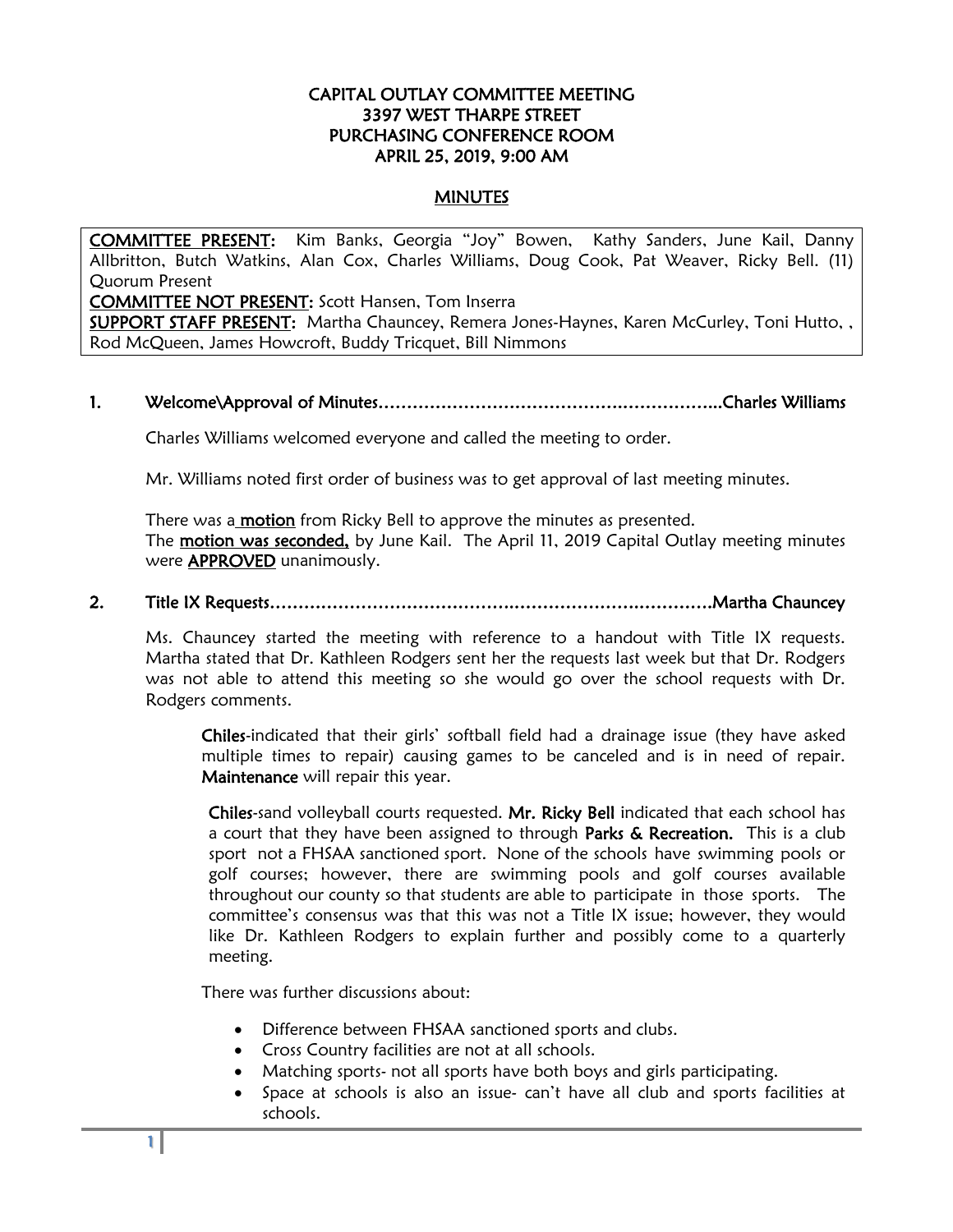# CAPITAL OUTLAY COMMITTEE MEETING
# 3397 WEST THARPE STREET
# PURCHASING CONFERENCE ROOM
# APRIL 25, 2019, 9:00 AM

## MINUTES

**COMMITTEE PRESENT:** Kim Banks, Georgia "Joy" Bowen, Kathy Sanders, June Kail, Danny Allbritton, Butch Watkins, Alan Cox, Charles Williams, Doug Cook, Pat Weaver, Ricky Bell. (11) Quorum Present
**COMMITTEE NOT PRESENT:** Scott Hansen, Tom Inserra
**SUPPORT STAFF PRESENT:** Martha Chauncey, Remera Jones-Haynes, Karen McCurley, Toni Hutto, , Rod McQueen, James Howcroft, Buddy Tricquet, Bill Nimmons

### 1. Welcome\Approval of Minutes……………………………………………………..Charles Williams

Charles Williams welcomed everyone and called the meeting to order.

Mr. Williams noted first order of business was to get approval of last meeting minutes.

There was a **motion** from Ricky Bell to approve the minutes as presented.
The **motion was seconded,** by June Kail. The April 11, 2019 Capital Outlay meeting minutes were **APPROVED** unanimously.

### 2. Title IX Requests……………………………………………………………………Martha Chauncey

Ms. Chauncey started the meeting with reference to a handout with Title IX requests. Martha stated that Dr. Kathleen Rodgers sent her the requests last week but that Dr. Rodgers was not able to attend this meeting so she would go over the school requests with Dr. Rodgers comments.

> **Chiles**-indicated that their girls' softball field had a drainage issue (they have asked multiple times to repair) causing games to be canceled and is in need of repair. **Maintenance** will repair this year.
>
> **Chiles**-sand volleyball courts requested. **Mr. Ricky Bell** indicated that each school has a court that they have been assigned to through **Parks & Recreation.** This is a club sport not a FHSAA sanctioned sport. None of the schools have swimming pools or golf courses; however, there are swimming pools and golf courses available throughout our county so that students are able to participate in those sports. The committee's consensus was that this was not a Title IX issue; however, they would like Dr. Kathleen Rodgers to explain further and possibly come to a quarterly meeting.

There was further discussions about:

- Difference between FHSAA sanctioned sports and clubs.
- Cross Country facilities are not at all schools.
- Matching sports- not all sports have both boys and girls participating.
- Space at schools is also an issue- can't have all club and sports facilities at schools.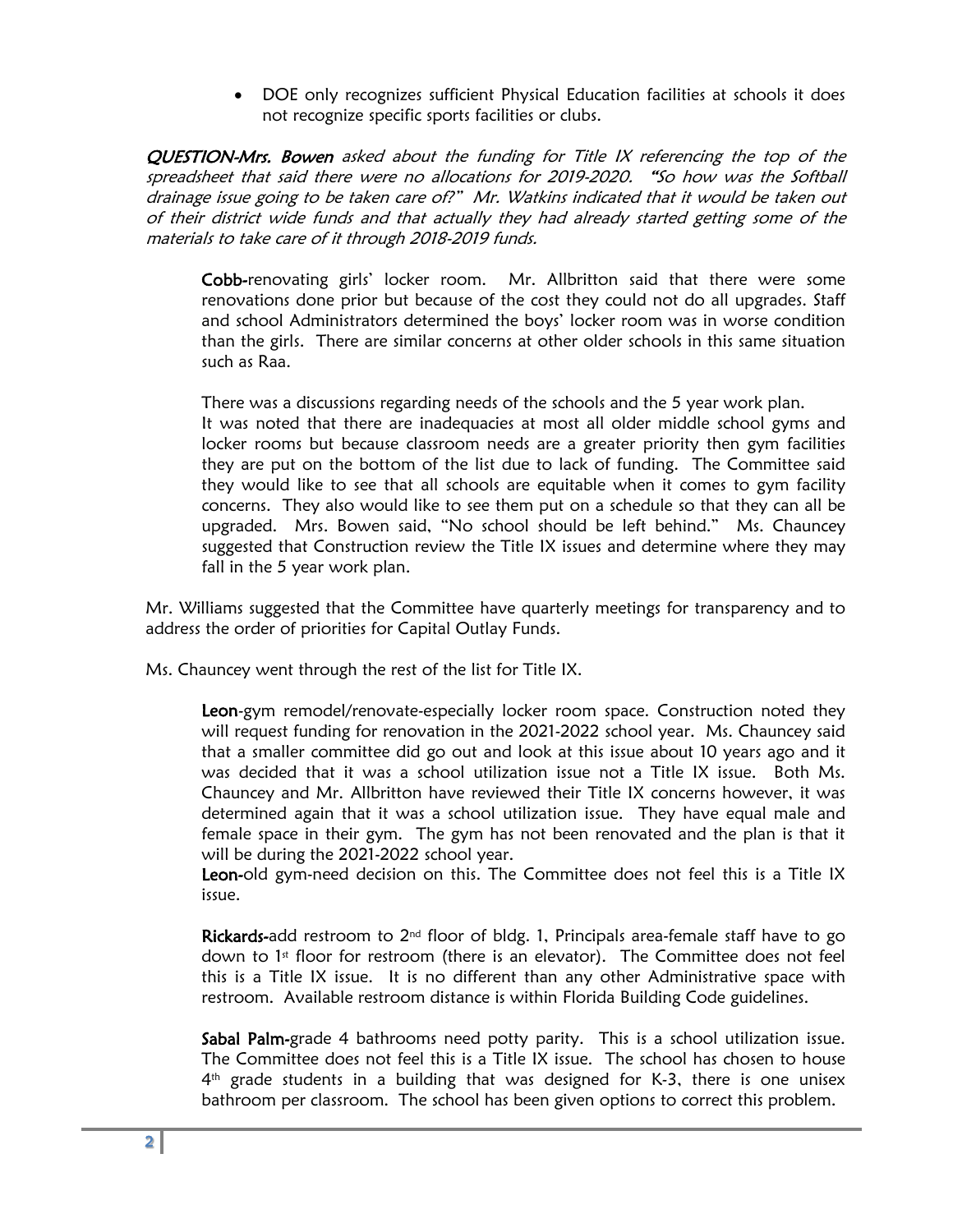- DOE only recognizes sufficient Physical Education facilities at schools it does not recognize specific sports facilities or clubs.

***QUESTION-Mrs. Bowen*** *asked about the funding for Title IX referencing the top of the spreadsheet that said there were no allocations for 2019-2020. "So how was the Softball drainage issue going to be taken care of?" Mr. Watkins indicated that it would be taken out of their district wide funds and that actually they had already started getting some of the materials to take care of it through 2018-2019 funds.*

> **Cobb-**renovating girls' locker room. Mr. Allbritton said that there were some renovations done prior but because of the cost they could not do all upgrades. Staff and school Administrators determined the boys' locker room was in worse condition than the girls. There are similar concerns at other older schools in this same situation such as Raa.
>
> There was a discussions regarding needs of the schools and the 5 year work plan. It was noted that there are inadequacies at most all older middle school gyms and locker rooms but because classroom needs are a greater priority then gym facilities they are put on the bottom of the list due to lack of funding. The Committee said they would like to see that all schools are equitable when it comes to gym facility concerns. They also would like to see them put on a schedule so that they can all be upgraded. Mrs. Bowen said, "No school should be left behind." Ms. Chauncey suggested that Construction review the Title IX issues and determine where they may fall in the 5 year work plan.

Mr. Williams suggested that the Committee have quarterly meetings for transparency and to address the order of priorities for Capital Outlay Funds.

Ms. Chauncey went through the rest of the list for Title IX.

> **Leon**-gym remodel/renovate-especially locker room space. Construction noted they will request funding for renovation in the 2021-2022 school year. Ms. Chauncey said that a smaller committee did go out and look at this issue about 10 years ago and it was decided that it was a school utilization issue not a Title IX issue. Both Ms. Chauncey and Mr. Allbritton have reviewed their Title IX concerns however, it was determined again that it was a school utilization issue. They have equal male and female space in their gym. The gym has not been renovated and the plan is that it will be during the 2021-2022 school year.
> **Leon-**old gym-need decision on this. The Committee does not feel this is a Title IX issue.
>
> **Rickards-**add restroom to 2nd floor of bldg. 1, Principals area-female staff have to go down to 1st floor for restroom (there is an elevator). The Committee does not feel this is a Title IX issue. It is no different than any other Administrative space with restroom. Available restroom distance is within Florida Building Code guidelines.
>
> **Sabal Palm-**grade 4 bathrooms need potty parity. This is a school utilization issue. The Committee does not feel this is a Title IX issue. The school has chosen to house 4th grade students in a building that was designed for K-3, there is one unisex bathroom per classroom. The school has been given options to correct this problem.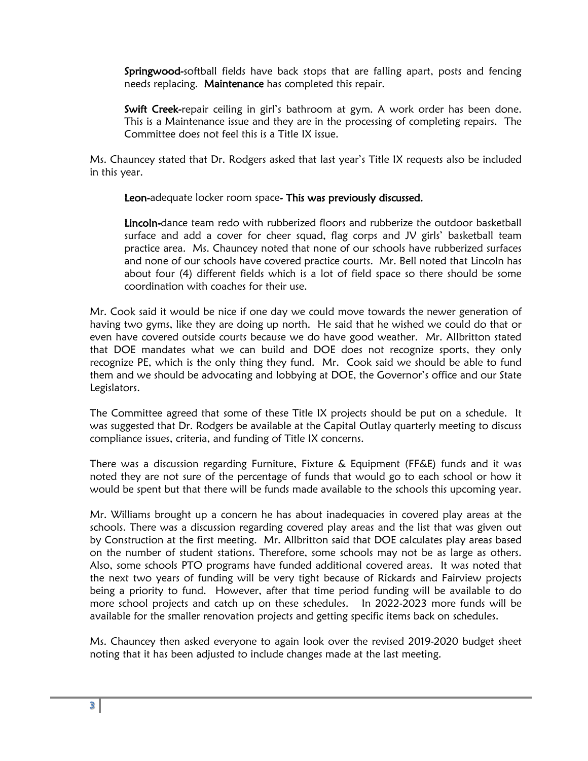**Springwood-**softball fields have back stops that are falling apart, posts and fencing needs replacing. **Maintenance** has completed this repair.

**Swift Creek-**repair ceiling in girl's bathroom at gym. A work order has been done. This is a Maintenance issue and they are in the processing of completing repairs. The Committee does not feel this is a Title IX issue.

Ms. Chauncey stated that Dr. Rodgers asked that last year's Title IX requests also be included in this year.

**Leon-**adequate locker room space**- This was previously discussed.**

**Lincoln-**dance team redo with rubberized floors and rubberize the outdoor basketball surface and add a cover for cheer squad, flag corps and JV girls' basketball team practice area. Ms. Chauncey noted that none of our schools have rubberized surfaces and none of our schools have covered practice courts. Mr. Bell noted that Lincoln has about four (4) different fields which is a lot of field space so there should be some coordination with coaches for their use.

Mr. Cook said it would be nice if one day we could move towards the newer generation of having two gyms, like they are doing up north. He said that he wished we could do that or even have covered outside courts because we do have good weather. Mr. Allbritton stated that DOE mandates what we can build and DOE does not recognize sports, they only recognize PE, which is the only thing they fund. Mr. Cook said we should be able to fund them and we should be advocating and lobbying at DOE, the Governor's office and our State Legislators.

The Committee agreed that some of these Title IX projects should be put on a schedule. It was suggested that Dr. Rodgers be available at the Capital Outlay quarterly meeting to discuss compliance issues, criteria, and funding of Title IX concerns.

There was a discussion regarding Furniture, Fixture & Equipment (FF&E) funds and it was noted they are not sure of the percentage of funds that would go to each school or how it would be spent but that there will be funds made available to the schools this upcoming year.

Mr. Williams brought up a concern he has about inadequacies in covered play areas at the schools. There was a discussion regarding covered play areas and the list that was given out by Construction at the first meeting. Mr. Allbritton said that DOE calculates play areas based on the number of student stations. Therefore, some schools may not be as large as others. Also, some schools PTO programs have funded additional covered areas. It was noted that the next two years of funding will be very tight because of Rickards and Fairview projects being a priority to fund. However, after that time period funding will be available to do more school projects and catch up on these schedules. In 2022-2023 more funds will be available for the smaller renovation projects and getting specific items back on schedules.

Ms. Chauncey then asked everyone to again look over the revised 2019-2020 budget sheet noting that it has been adjusted to include changes made at the last meeting.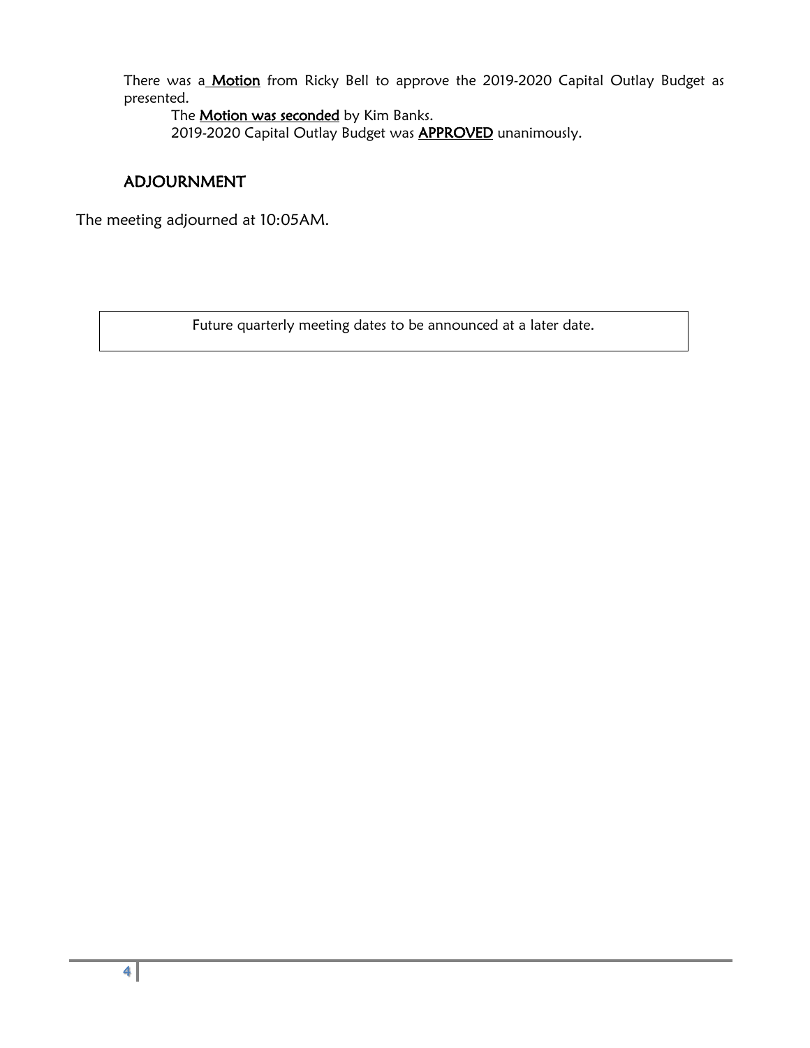There was a **Motion** from Ricky Bell to approve the 2019-2020 Capital Outlay Budget as presented.

The **Motion was seconded** by Kim Banks.

2019-2020 Capital Outlay Budget was **APPROVED** unanimously.

## ADJOURNMENT

The meeting adjourned at 10:05AM.

| |
|---|
| Future quarterly meeting dates to be announced at a later date. |